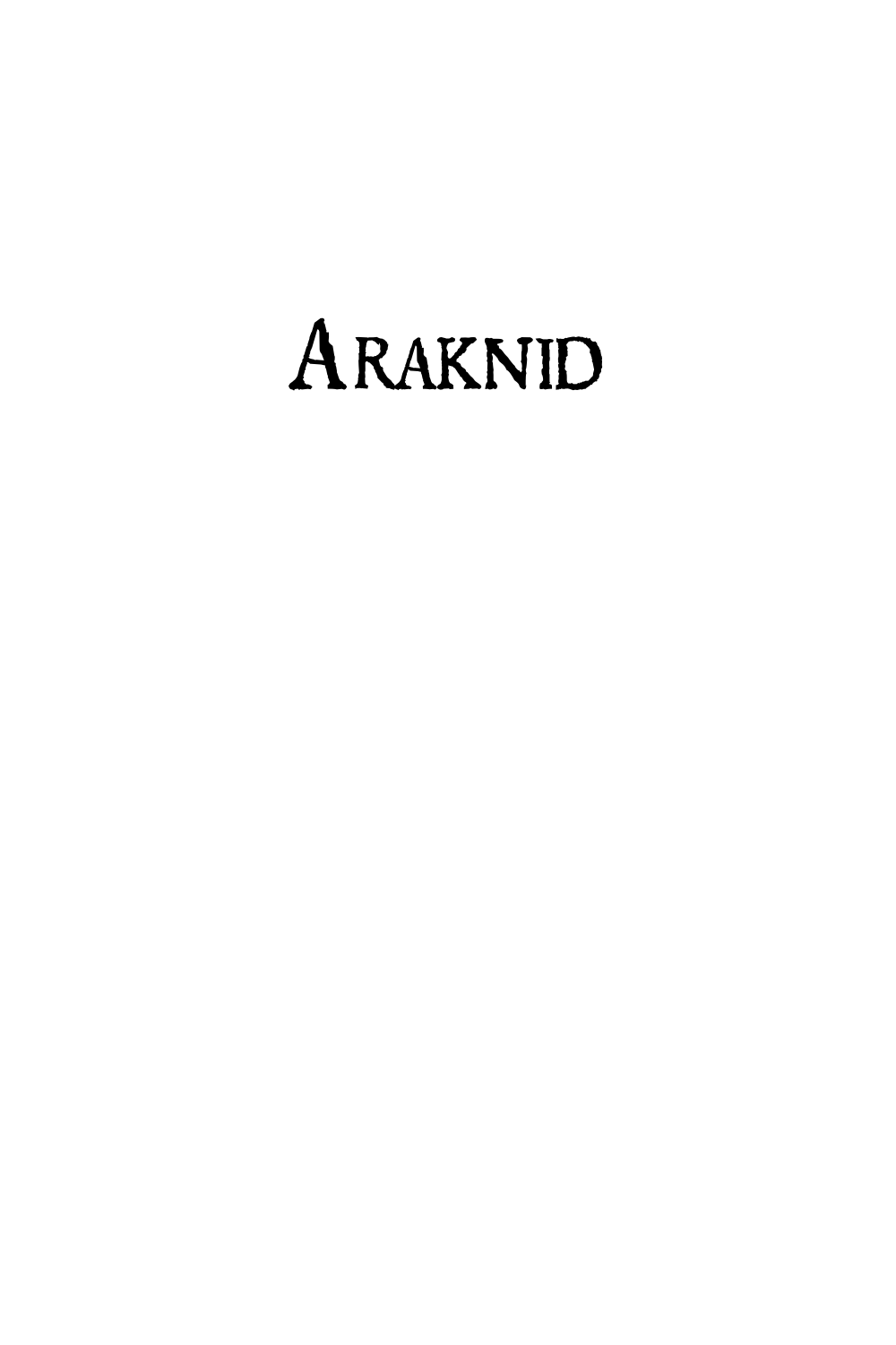# ARAKNID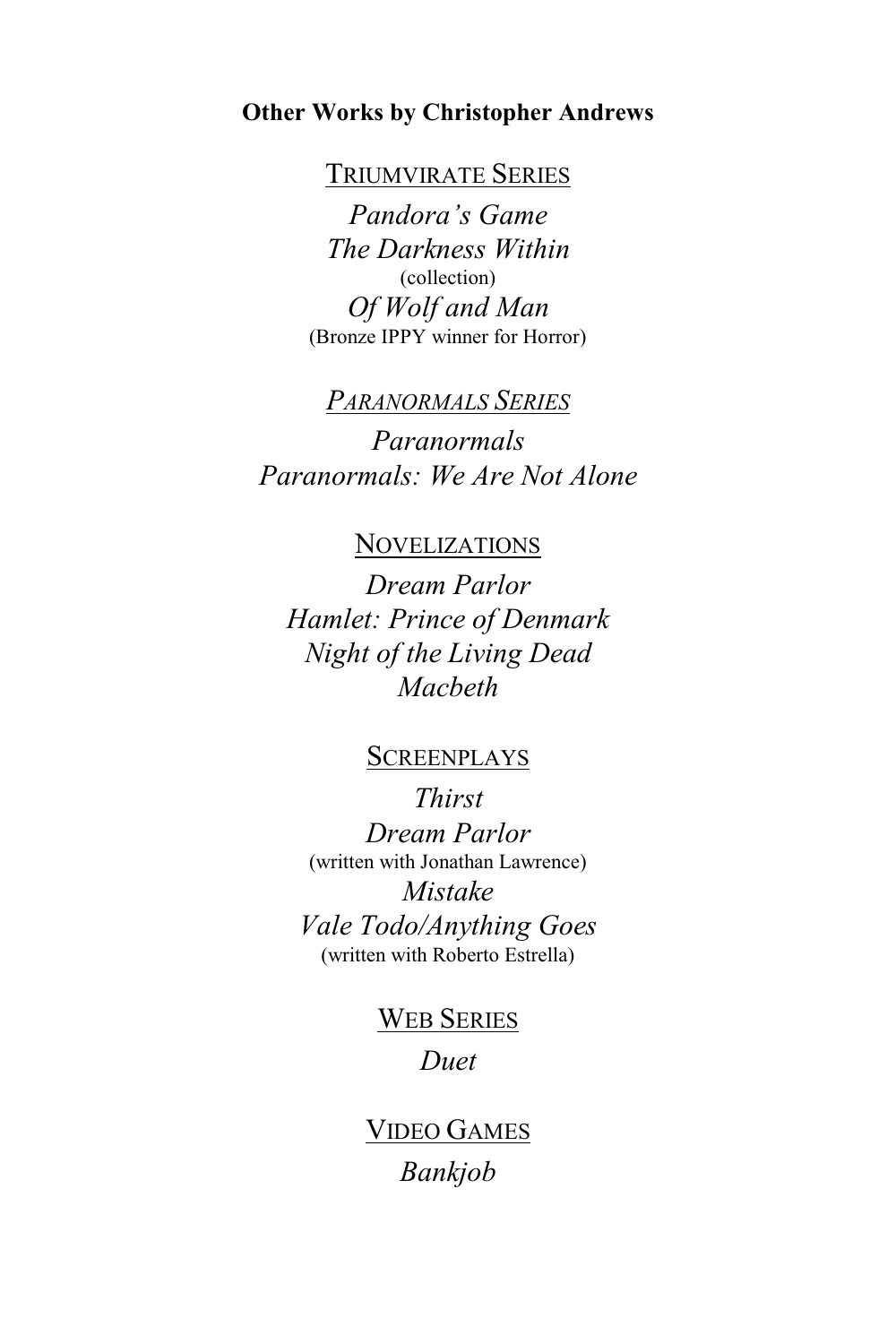**Other Works by Christopher Andrews**

## Triumvirate Series

*Pandora's Game*

*The Darkness Within*
(collection)

*Of Wolf and Man*
(Bronze IPPY winner for Horror)

## *Paranormals Series*

*Paranormals*

*Paranormals: We Are Not Alone*

## Novelizations

*Dream Parlor*

*Hamlet: Prince of Denmark*

*Night of the Living Dead*

*Macbeth*

## Screenplays

*Thirst*

*Dream Parlor*
(written with Jonathan Lawrence)

*Mistake*

*Vale Todo/Anything Goes*
(written with Roberto Estrella)

## Web Series

*Duet*

## Video Games

*Bankjob*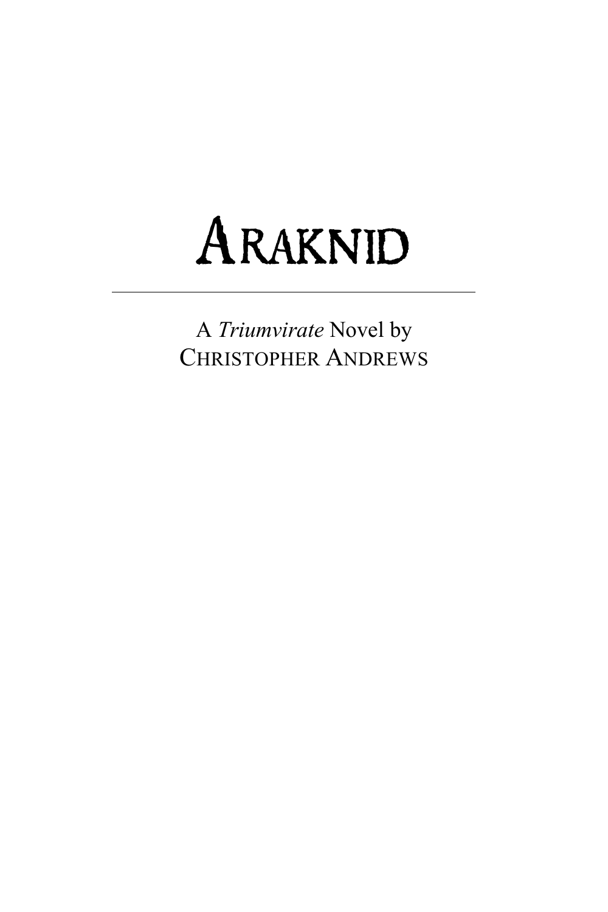# ARAKNID

---

A *Triumvirate* Novel by
CHRISTOPHER ANDREWS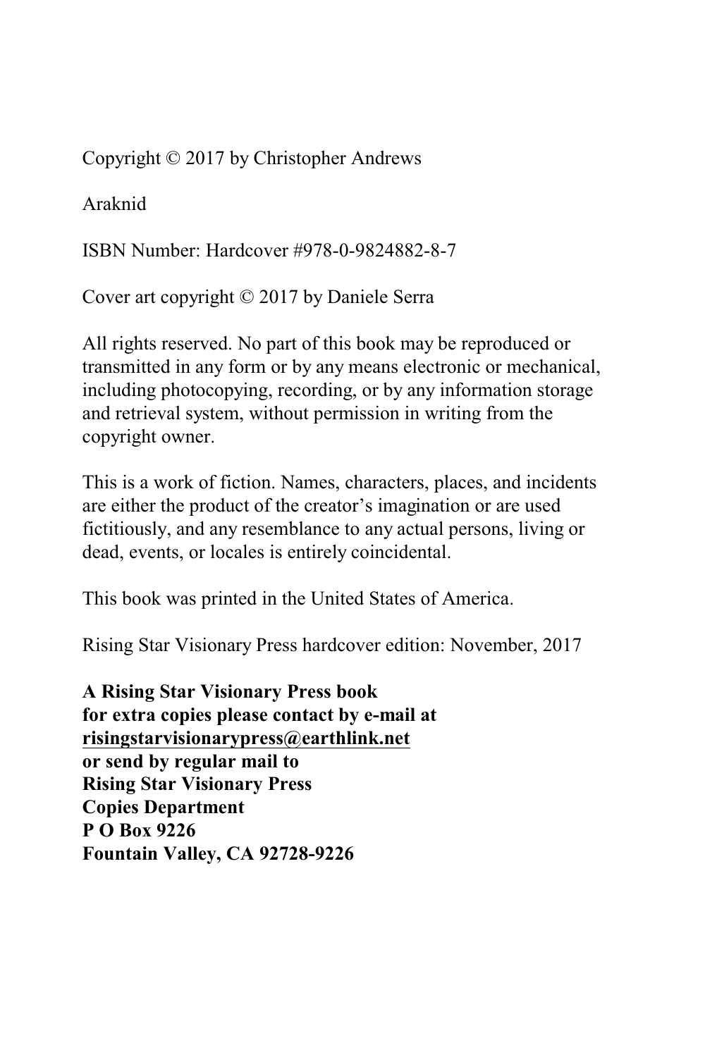Copyright © 2017 by Christopher Andrews

Araknid

ISBN Number: Hardcover #978-0-9824882-8-7

Cover art copyright © 2017 by Daniele Serra

All rights reserved. No part of this book may be reproduced or transmitted in any form or by any means electronic or mechanical, including photocopying, recording, or by any information storage and retrieval system, without permission in writing from the copyright owner.

This is a work of fiction. Names, characters, places, and incidents are either the product of the creator's imagination or are used fictitiously, and any resemblance to any actual persons, living or dead, events, or locales is entirely coincidental.

This book was printed in the United States of America.

Rising Star Visionary Press hardcover edition: November, 2017

**A Rising Star Visionary Press book**
**for extra copies please contact by e-mail at**
**risingstarvisionarypress@earthlink.net**
**or send by regular mail to**
**Rising Star Visionary Press**
**Copies Department**
**P O Box 9226**
**Fountain Valley, CA 92728-9226**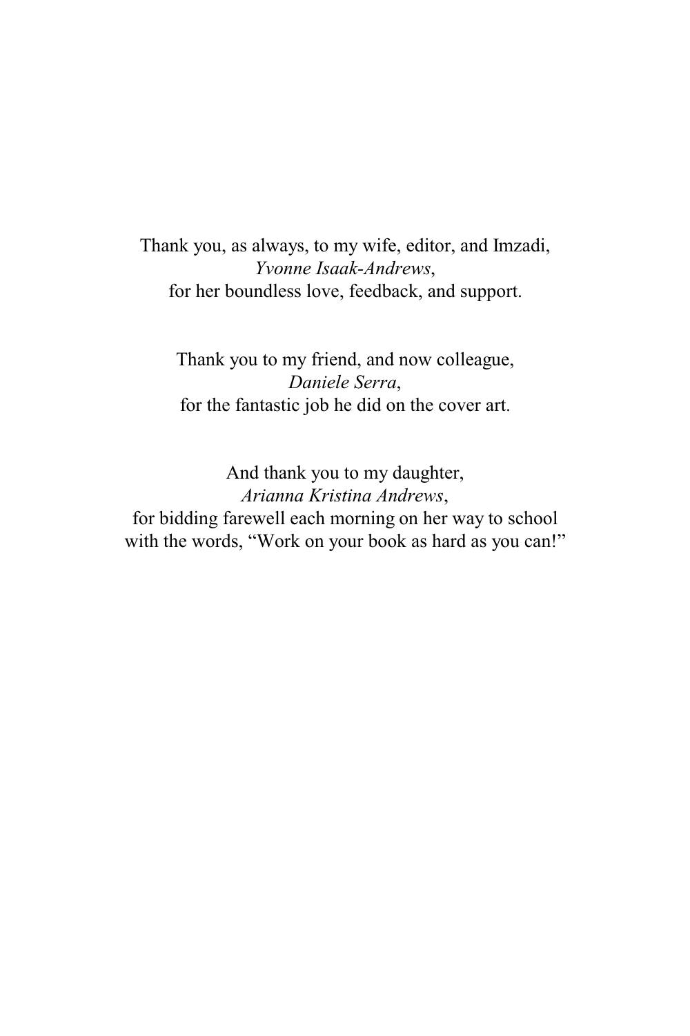Thank you, as always, to my wife, editor, and Imzadi,
*Yvonne Isaak-Andrews*,
for her boundless love, feedback, and support.

Thank you to my friend, and now colleague,
*Daniele Serra*,
for the fantastic job he did on the cover art.

And thank you to my daughter,
*Arianna Kristina Andrews*,
for bidding farewell each morning on her way to school
with the words, “Work on your book as hard as you can!”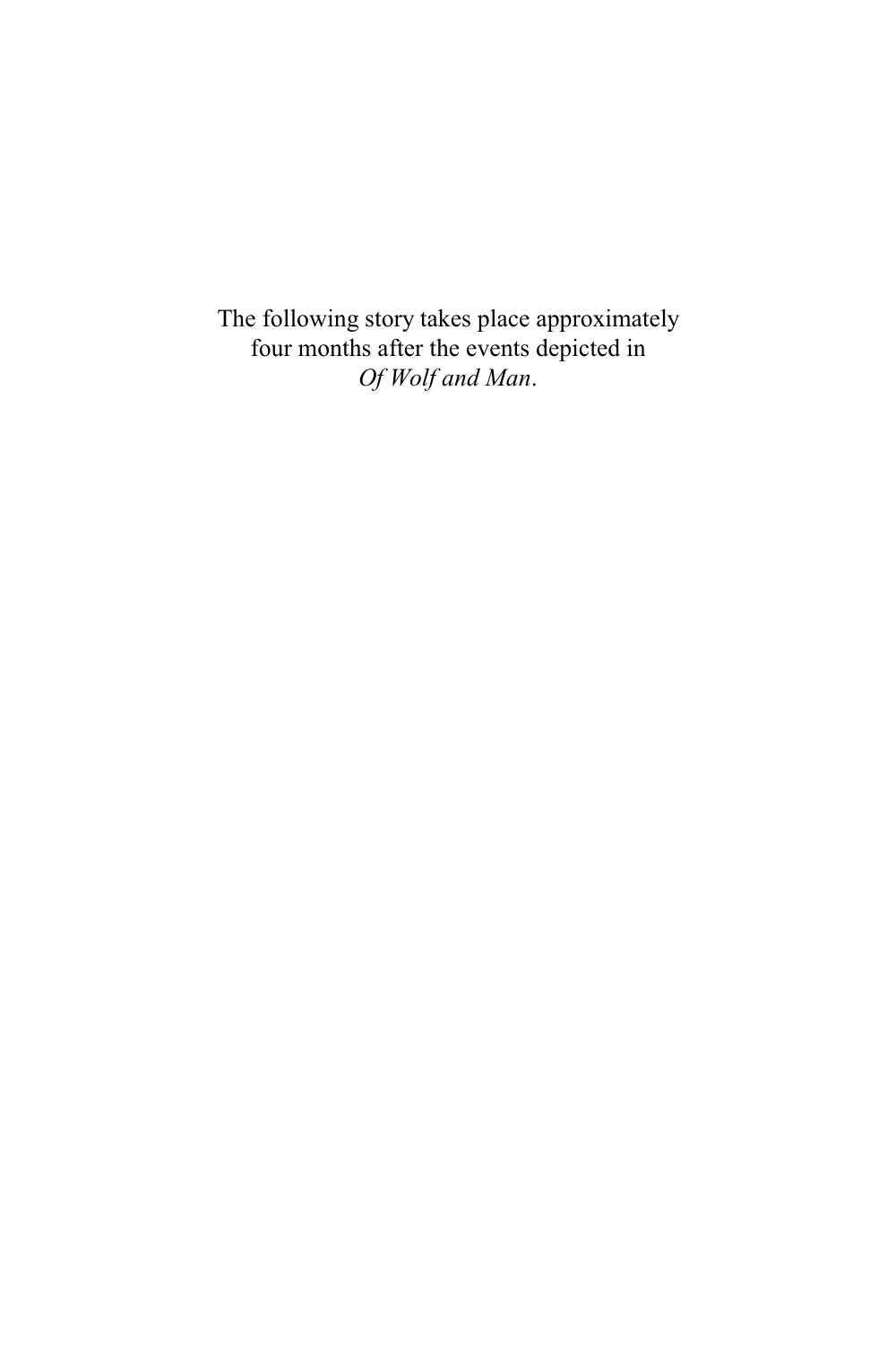The following story takes place approximately four months after the events depicted in *Of Wolf and Man*.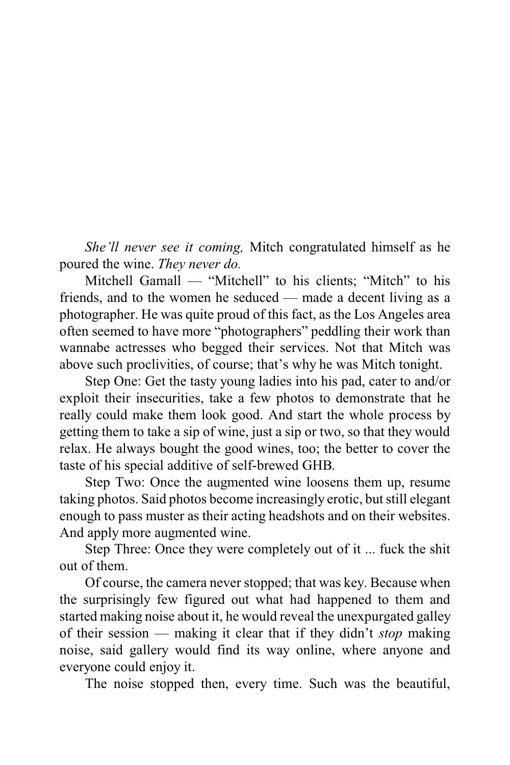*She'll never see it coming,* Mitch congratulated himself as he poured the wine. *They never do.*

Mitchell Gamall — "Mitchell" to his clients; "Mitch" to his friends, and to the women he seduced — made a decent living as a photographer. He was quite proud of this fact, as the Los Angeles area often seemed to have more "photographers" peddling their work than wannabe actresses who begged their services. Not that Mitch was above such proclivities, of course; that's why he was Mitch tonight.

Step One: Get the tasty young ladies into his pad, cater to and/or exploit their insecurities, take a few photos to demonstrate that he really could make them look good. And start the whole process by getting them to take a sip of wine, just a sip or two, so that they would relax. He always bought the good wines, too; the better to cover the taste of his special additive of self-brewed GHB.

Step Two: Once the augmented wine loosens them up, resume taking photos. Said photos become increasingly erotic, but still elegant enough to pass muster as their acting headshots and on their websites. And apply more augmented wine.

Step Three: Once they were completely out of it ... fuck the shit out of them.

Of course, the camera never stopped; that was key. Because when the surprisingly few figured out what had happened to them and started making noise about it, he would reveal the unexpurgated galley of their session — making it clear that if they didn't *stop* making noise, said gallery would find its way online, where anyone and everyone could enjoy it.

The noise stopped then, every time. Such was the beautiful,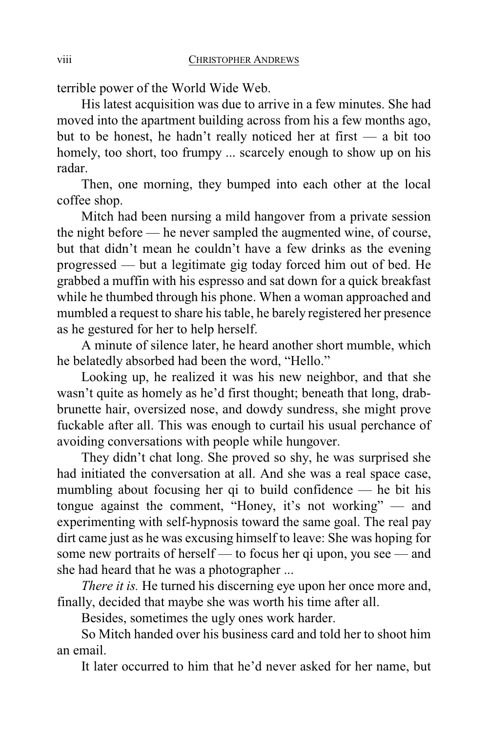terrible power of the World Wide Web.

His latest acquisition was due to arrive in a few minutes. She had moved into the apartment building across from his a few months ago, but to be honest, he hadn't really noticed her at first — a bit too homely, too short, too frumpy ... scarcely enough to show up on his radar.

Then, one morning, they bumped into each other at the local coffee shop.

Mitch had been nursing a mild hangover from a private session the night before — he never sampled the augmented wine, of course, but that didn't mean he couldn't have a few drinks as the evening progressed — but a legitimate gig today forced him out of bed. He grabbed a muffin with his espresso and sat down for a quick breakfast while he thumbed through his phone. When a woman approached and mumbled a request to share his table, he barely registered her presence as he gestured for her to help herself.

A minute of silence later, he heard another short mumble, which he belatedly absorbed had been the word, "Hello."

Looking up, he realized it was his new neighbor, and that she wasn't quite as homely as he'd first thought; beneath that long, drab-brunette hair, oversized nose, and dowdy sundress, she might prove fuckable after all. This was enough to curtail his usual perchance of avoiding conversations with people while hungover.

They didn't chat long. She proved so shy, he was surprised she had initiated the conversation at all. And she was a real space case, mumbling about focusing her qi to build confidence — he bit his tongue against the comment, "Honey, it's not working" — and experimenting with self-hypnosis toward the same goal. The real pay dirt came just as he was excusing himself to leave: She was hoping for some new portraits of herself — to focus her qi upon, you see — and she had heard that he was a photographer ...

*There it is.* He turned his discerning eye upon her once more and, finally, decided that maybe she was worth his time after all.

Besides, sometimes the ugly ones work harder.

So Mitch handed over his business card and told her to shoot him an email.

It later occurred to him that he'd never asked for her name, but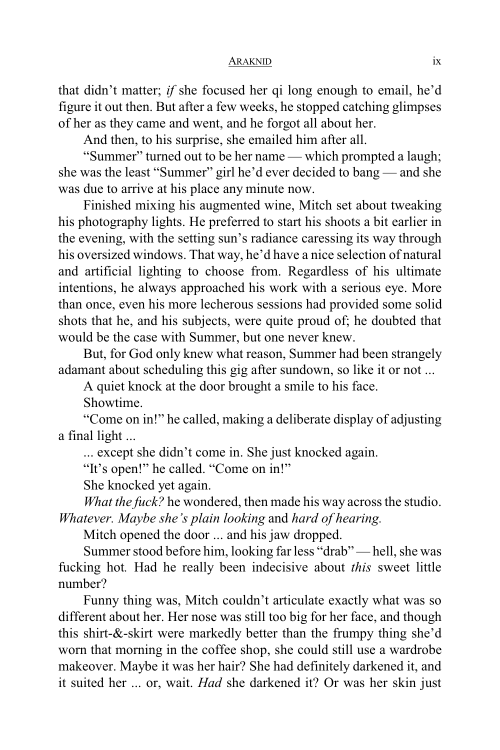that didn't matter; *if* she focused her qi long enough to email, he'd figure it out then. But after a few weeks, he stopped catching glimpses of her as they came and went, and he forgot all about her.

And then, to his surprise, she emailed him after all.

"Summer" turned out to be her name — which prompted a laugh; she was the least "Summer" girl he'd ever decided to bang — and she was due to arrive at his place any minute now.

Finished mixing his augmented wine, Mitch set about tweaking his photography lights. He preferred to start his shoots a bit earlier in the evening, with the setting sun's radiance caressing its way through his oversized windows. That way, he'd have a nice selection of natural and artificial lighting to choose from. Regardless of his ultimate intentions, he always approached his work with a serious eye. More than once, even his more lecherous sessions had provided some solid shots that he, and his subjects, were quite proud of; he doubted that would be the case with Summer, but one never knew.

But, for God only knew what reason, Summer had been strangely adamant about scheduling this gig after sundown, so like it or not ...

A quiet knock at the door brought a smile to his face.

Showtime.

"Come on in!" he called, making a deliberate display of adjusting a final light ...

... except she didn't come in. She just knocked again.

"It's open!" he called. "Come on in!"

She knocked yet again.

*What the fuck?* he wondered, then made his way across the studio. *Whatever. Maybe she's plain looking* and *hard of hearing.*

Mitch opened the door ... and his jaw dropped.

Summer stood before him, looking far less "drab" — hell, she was fucking hot. Had he really been indecisive about *this* sweet little number?

Funny thing was, Mitch couldn't articulate exactly what was so different about her. Her nose was still too big for her face, and though this shirt-&-skirt were markedly better than the frumpy thing she'd worn that morning in the coffee shop, she could still use a wardrobe makeover. Maybe it was her hair? She had definitely darkened it, and it suited her ... or, wait. *Had* she darkened it? Or was her skin just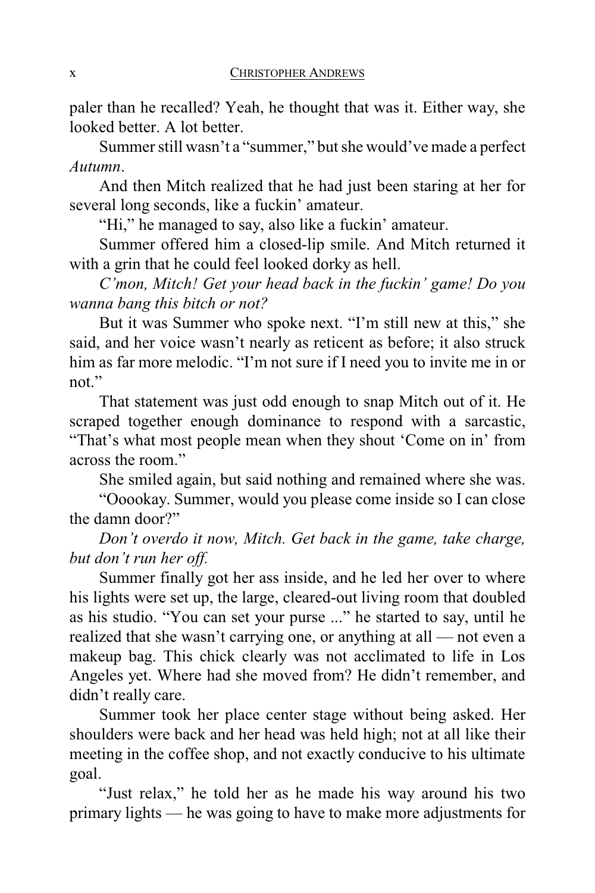paler than he recalled? Yeah, he thought that was it. Either way, she looked better. A lot better.

Summer still wasn't a "summer," but she would've made a perfect *Autumn*.

And then Mitch realized that he had just been staring at her for several long seconds, like a fuckin' amateur.

"Hi," he managed to say, also like a fuckin' amateur.

Summer offered him a closed-lip smile. And Mitch returned it with a grin that he could feel looked dorky as hell.

*C'mon, Mitch! Get your head back in the fuckin' game! Do you wanna bang this bitch or not?*

But it was Summer who spoke next. "I'm still new at this," she said, and her voice wasn't nearly as reticent as before; it also struck him as far more melodic. "I'm not sure if I need you to invite me in or not."

That statement was just odd enough to snap Mitch out of it. He scraped together enough dominance to respond with a sarcastic, "That's what most people mean when they shout 'Come on in' from across the room."

She smiled again, but said nothing and remained where she was.

"Ooookay. Summer, would you please come inside so I can close the damn door?"

*Don't overdo it now, Mitch. Get back in the game, take charge, but don't run her off.*

Summer finally got her ass inside, and he led her over to where his lights were set up, the large, cleared-out living room that doubled as his studio. "You can set your purse ..." he started to say, until he realized that she wasn't carrying one, or anything at all — not even a makeup bag. This chick clearly was not acclimated to life in Los Angeles yet. Where had she moved from? He didn't remember, and didn't really care.

Summer took her place center stage without being asked. Her shoulders were back and her head was held high; not at all like their meeting in the coffee shop, and not exactly conducive to his ultimate goal.

"Just relax," he told her as he made his way around his two primary lights — he was going to have to make more adjustments for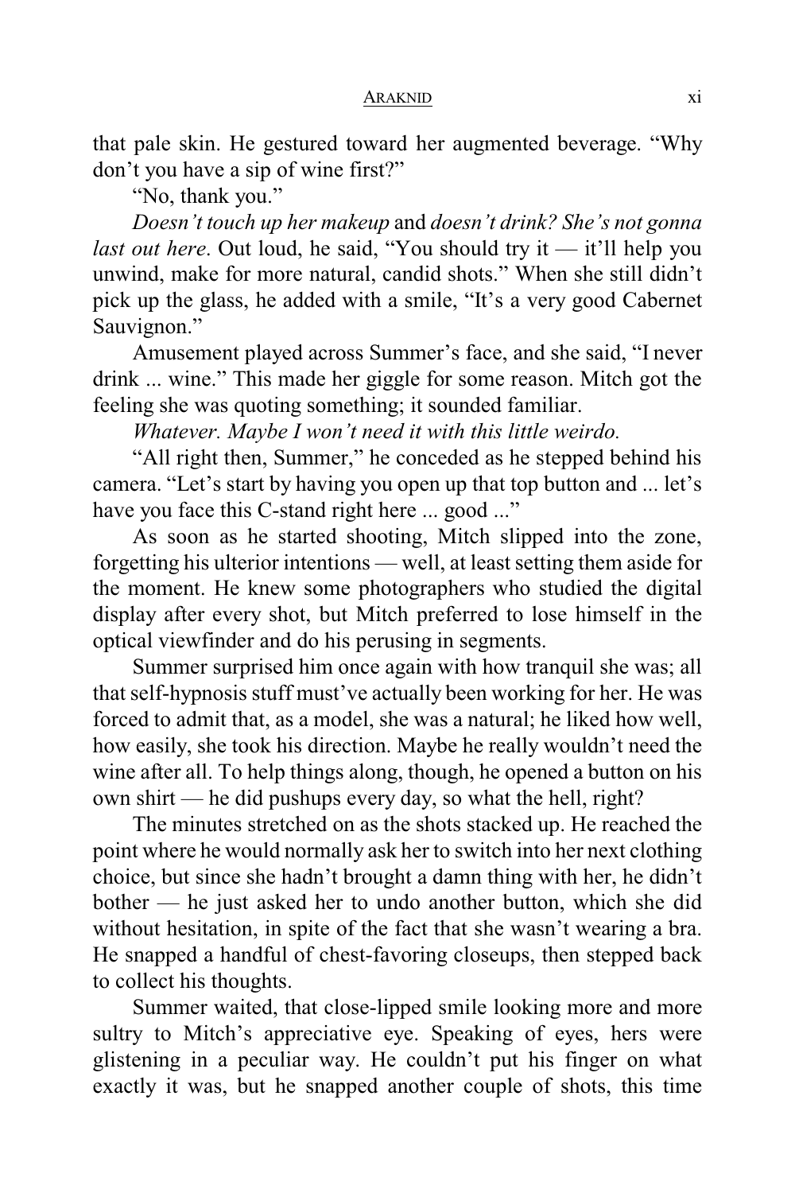that pale skin. He gestured toward her augmented beverage. "Why don't you have a sip of wine first?"

"No, thank you."

*Doesn't touch up her makeup* and *doesn't drink? She's not gonna last out here*. Out loud, he said, "You should try it — it'll help you unwind, make for more natural, candid shots." When she still didn't pick up the glass, he added with a smile, "It's a very good Cabernet Sauvignon."

Amusement played across Summer's face, and she said, "I never drink ... wine." This made her giggle for some reason. Mitch got the feeling she was quoting something; it sounded familiar.

*Whatever. Maybe I won't need it with this little weirdo.*

"All right then, Summer," he conceded as he stepped behind his camera. "Let's start by having you open up that top button and ... let's have you face this C-stand right here ... good ..."

As soon as he started shooting, Mitch slipped into the zone, forgetting his ulterior intentions — well, at least setting them aside for the moment. He knew some photographers who studied the digital display after every shot, but Mitch preferred to lose himself in the optical viewfinder and do his perusing in segments.

Summer surprised him once again with how tranquil she was; all that self-hypnosis stuff must've actually been working for her. He was forced to admit that, as a model, she was a natural; he liked how well, how easily, she took his direction. Maybe he really wouldn't need the wine after all. To help things along, though, he opened a button on his own shirt — he did pushups every day, so what the hell, right?

The minutes stretched on as the shots stacked up. He reached the point where he would normally ask her to switch into her next clothing choice, but since she hadn't brought a damn thing with her, he didn't bother — he just asked her to undo another button, which she did without hesitation, in spite of the fact that she wasn't wearing a bra. He snapped a handful of chest-favoring closeups, then stepped back to collect his thoughts.

Summer waited, that close-lipped smile looking more and more sultry to Mitch's appreciative eye. Speaking of eyes, hers were glistening in a peculiar way. He couldn't put his finger on what exactly it was, but he snapped another couple of shots, this time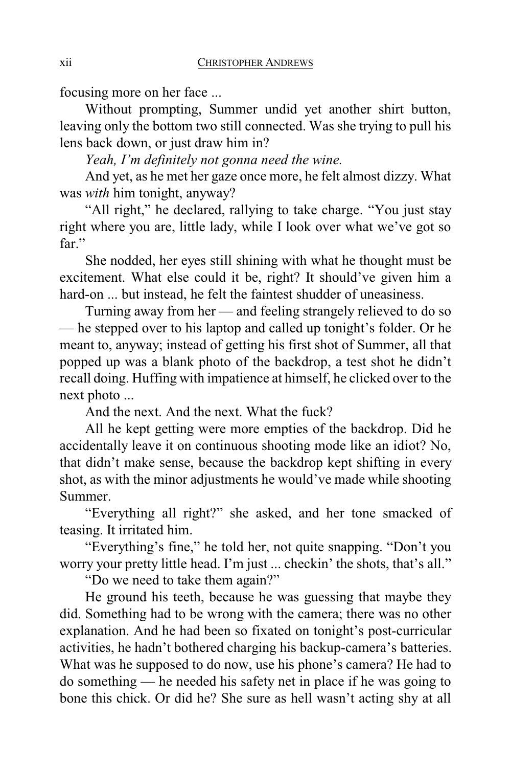focusing more on her face ...

Without prompting, Summer undid yet another shirt button, leaving only the bottom two still connected. Was she trying to pull his lens back down, or just draw him in?

*Yeah, I'm definitely not gonna need the wine.*

And yet, as he met her gaze once more, he felt almost dizzy. What was *with* him tonight, anyway?

"All right," he declared, rallying to take charge. "You just stay right where you are, little lady, while I look over what we've got so far."

She nodded, her eyes still shining with what he thought must be excitement. What else could it be, right? It should've given him a hard-on ... but instead, he felt the faintest shudder of uneasiness.

Turning away from her — and feeling strangely relieved to do so — he stepped over to his laptop and called up tonight's folder. Or he meant to, anyway; instead of getting his first shot of Summer, all that popped up was a blank photo of the backdrop, a test shot he didn't recall doing. Huffing with impatience at himself, he clicked over to the next photo ...

And the next. And the next. What the fuck?

All he kept getting were more empties of the backdrop. Did he accidentally leave it on continuous shooting mode like an idiot? No, that didn't make sense, because the backdrop kept shifting in every shot, as with the minor adjustments he would've made while shooting Summer.

"Everything all right?" she asked, and her tone smacked of teasing. It irritated him.

"Everything's fine," he told her, not quite snapping. "Don't you worry your pretty little head. I'm just ... checkin' the shots, that's all."

"Do we need to take them again?"

He ground his teeth, because he was guessing that maybe they did. Something had to be wrong with the camera; there was no other explanation. And he had been so fixated on tonight's post-curricular activities, he hadn't bothered charging his backup-camera's batteries. What was he supposed to do now, use his phone's camera? He had to do something — he needed his safety net in place if he was going to bone this chick. Or did he? She sure as hell wasn't acting shy at all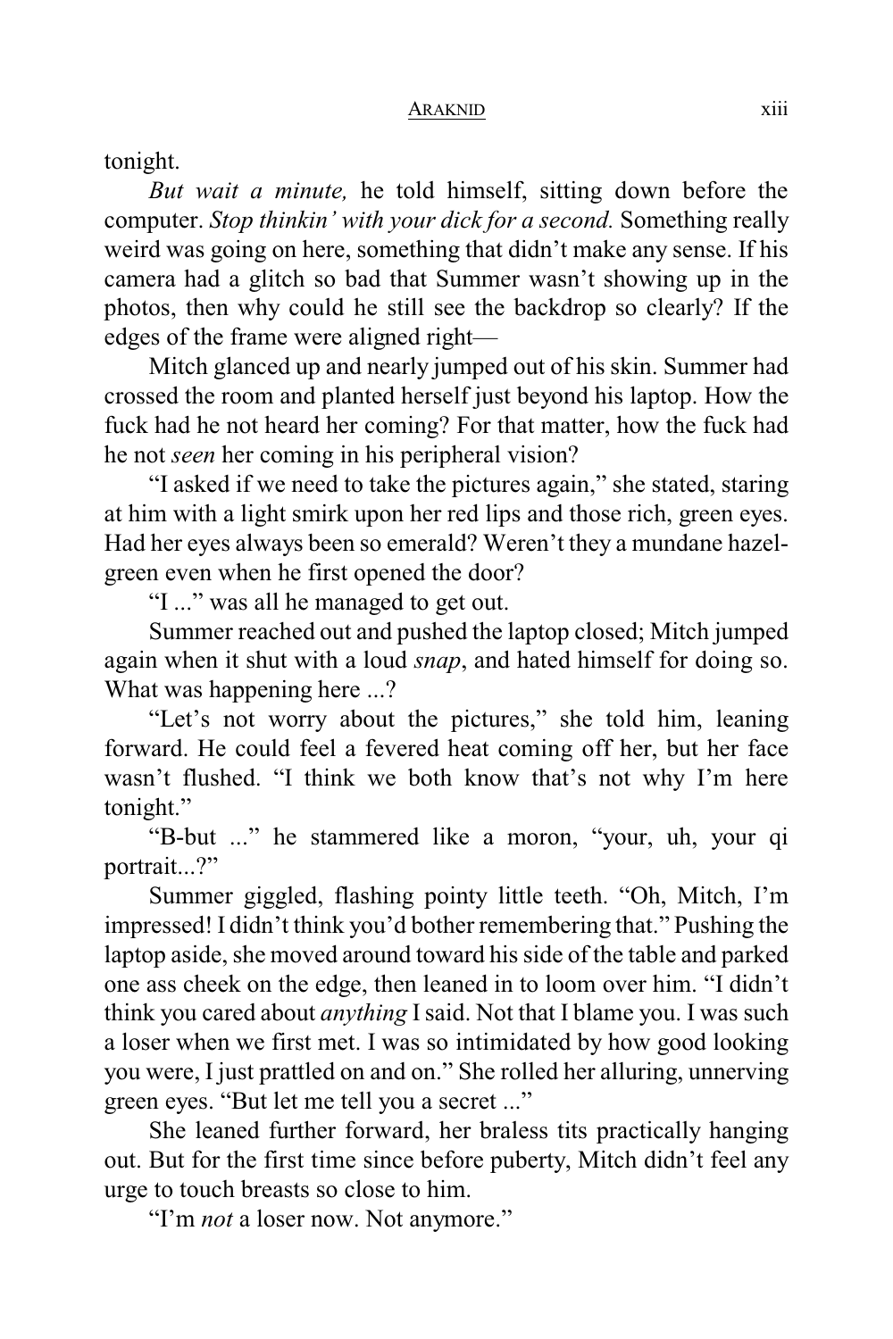tonight.

*But wait a minute,* he told himself, sitting down before the computer. *Stop thinkin' with your dick for a second.* Something really weird was going on here, something that didn't make any sense. If his camera had a glitch so bad that Summer wasn't showing up in the photos, then why could he still see the backdrop so clearly? If the edges of the frame were aligned right—

Mitch glanced up and nearly jumped out of his skin. Summer had crossed the room and planted herself just beyond his laptop. How the fuck had he not heard her coming? For that matter, how the fuck had he not *seen* her coming in his peripheral vision?

"I asked if we need to take the pictures again," she stated, staring at him with a light smirk upon her red lips and those rich, green eyes. Had her eyes always been so emerald? Weren't they a mundane hazel-green even when he first opened the door?

"I ..." was all he managed to get out.

Summer reached out and pushed the laptop closed; Mitch jumped again when it shut with a loud *snap*, and hated himself for doing so. What was happening here ...?

"Let's not worry about the pictures," she told him, leaning forward. He could feel a fevered heat coming off her, but her face wasn't flushed. "I think we both know that's not why I'm here tonight."

"B-but ..." he stammered like a moron, "your, uh, your qi portrait...?"

Summer giggled, flashing pointy little teeth. "Oh, Mitch, I'm impressed! I didn't think you'd bother remembering that." Pushing the laptop aside, she moved around toward his side of the table and parked one ass cheek on the edge, then leaned in to loom over him. "I didn't think you cared about *anything* I said. Not that I blame you. I was such a loser when we first met. I was so intimidated by how good looking you were, I just prattled on and on." She rolled her alluring, unnerving green eyes. "But let me tell you a secret ..."

She leaned further forward, her braless tits practically hanging out. But for the first time since before puberty, Mitch didn't feel any urge to touch breasts so close to him.

"I'm *not* a loser now. Not anymore."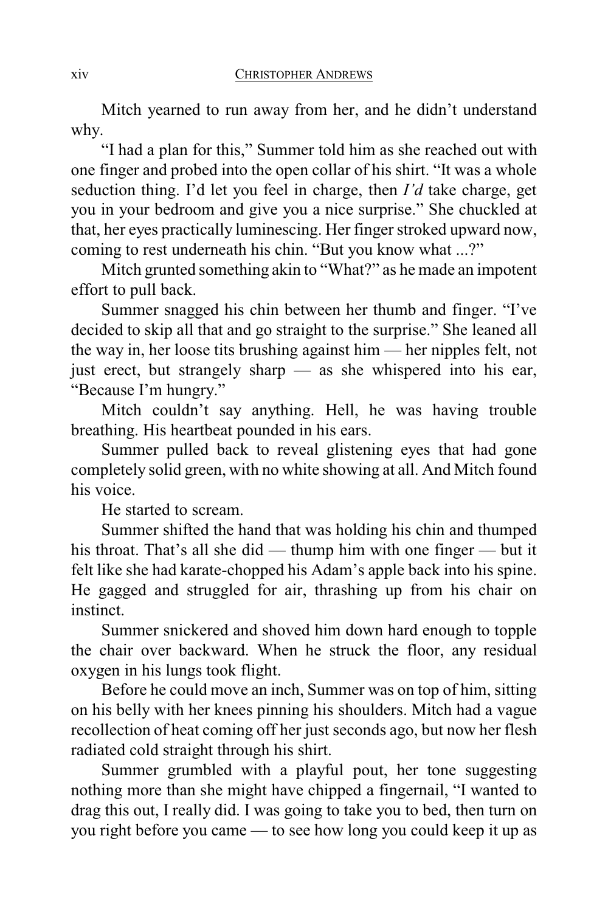Mitch yearned to run away from her, and he didn't understand why.

"I had a plan for this," Summer told him as she reached out with one finger and probed into the open collar of his shirt. "It was a whole seduction thing. I'd let you feel in charge, then *I'd* take charge, get you in your bedroom and give you a nice surprise." She chuckled at that, her eyes practically luminescing. Her finger stroked upward now, coming to rest underneath his chin. "But you know what ...?"

Mitch grunted something akin to "What?" as he made an impotent effort to pull back.

Summer snagged his chin between her thumb and finger. "I've decided to skip all that and go straight to the surprise." She leaned all the way in, her loose tits brushing against him — her nipples felt, not just erect, but strangely sharp — as she whispered into his ear, "Because I'm hungry."

Mitch couldn't say anything. Hell, he was having trouble breathing. His heartbeat pounded in his ears.

Summer pulled back to reveal glistening eyes that had gone completely solid green, with no white showing at all. And Mitch found his voice.

He started to scream.

Summer shifted the hand that was holding his chin and thumped his throat. That's all she did — thump him with one finger — but it felt like she had karate-chopped his Adam's apple back into his spine. He gagged and struggled for air, thrashing up from his chair on instinct.

Summer snickered and shoved him down hard enough to topple the chair over backward. When he struck the floor, any residual oxygen in his lungs took flight.

Before he could move an inch, Summer was on top of him, sitting on his belly with her knees pinning his shoulders. Mitch had a vague recollection of heat coming off her just seconds ago, but now her flesh radiated cold straight through his shirt.

Summer grumbled with a playful pout, her tone suggesting nothing more than she might have chipped a fingernail, "I wanted to drag this out, I really did. I was going to take you to bed, then turn on you right before you came — to see how long you could keep it up as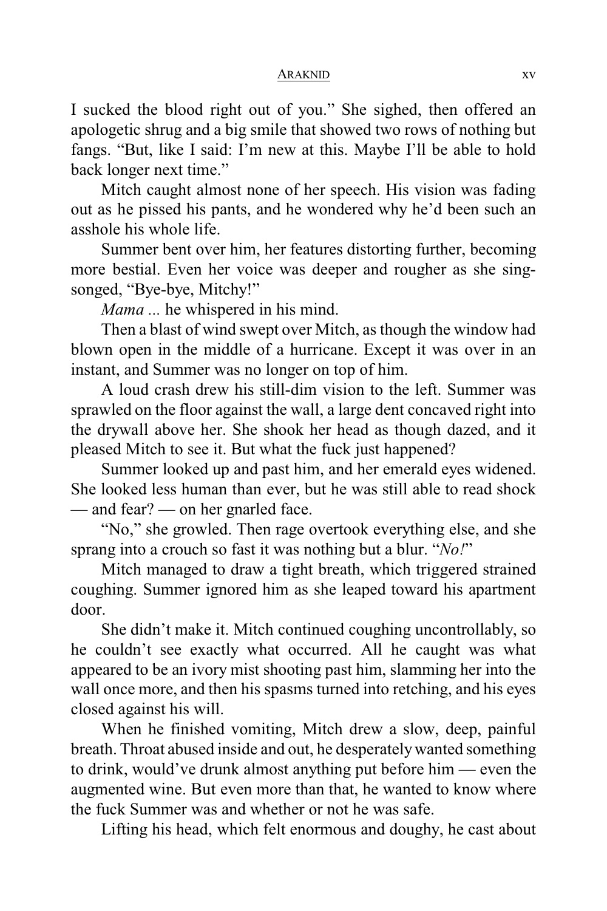I sucked the blood right out of you." She sighed, then offered an apologetic shrug and a big smile that showed two rows of nothing but fangs. "But, like I said: I'm new at this. Maybe I'll be able to hold back longer next time."

Mitch caught almost none of her speech. His vision was fading out as he pissed his pants, and he wondered why he'd been such an asshole his whole life.

Summer bent over him, her features distorting further, becoming more bestial. Even her voice was deeper and rougher as she sing-songed, "Bye-bye, Mitchy!"

*Mama ...* he whispered in his mind.

Then a blast of wind swept over Mitch, as though the window had blown open in the middle of a hurricane. Except it was over in an instant, and Summer was no longer on top of him.

A loud crash drew his still-dim vision to the left. Summer was sprawled on the floor against the wall, a large dent concaved right into the drywall above her. She shook her head as though dazed, and it pleased Mitch to see it. But what the fuck just happened?

Summer looked up and past him, and her emerald eyes widened. She looked less human than ever, but he was still able to read shock — and fear? — on her gnarled face.

"No," she growled. Then rage overtook everything else, and she sprang into a crouch so fast it was nothing but a blur. "*No!*"

Mitch managed to draw a tight breath, which triggered strained coughing. Summer ignored him as she leaped toward his apartment door.

She didn't make it. Mitch continued coughing uncontrollably, so he couldn't see exactly what occurred. All he caught was what appeared to be an ivory mist shooting past him, slamming her into the wall once more, and then his spasms turned into retching, and his eyes closed against his will.

When he finished vomiting, Mitch drew a slow, deep, painful breath. Throat abused inside and out, he desperately wanted something to drink, would've drunk almost anything put before him — even the augmented wine. But even more than that, he wanted to know where the fuck Summer was and whether or not he was safe.

Lifting his head, which felt enormous and doughy, he cast about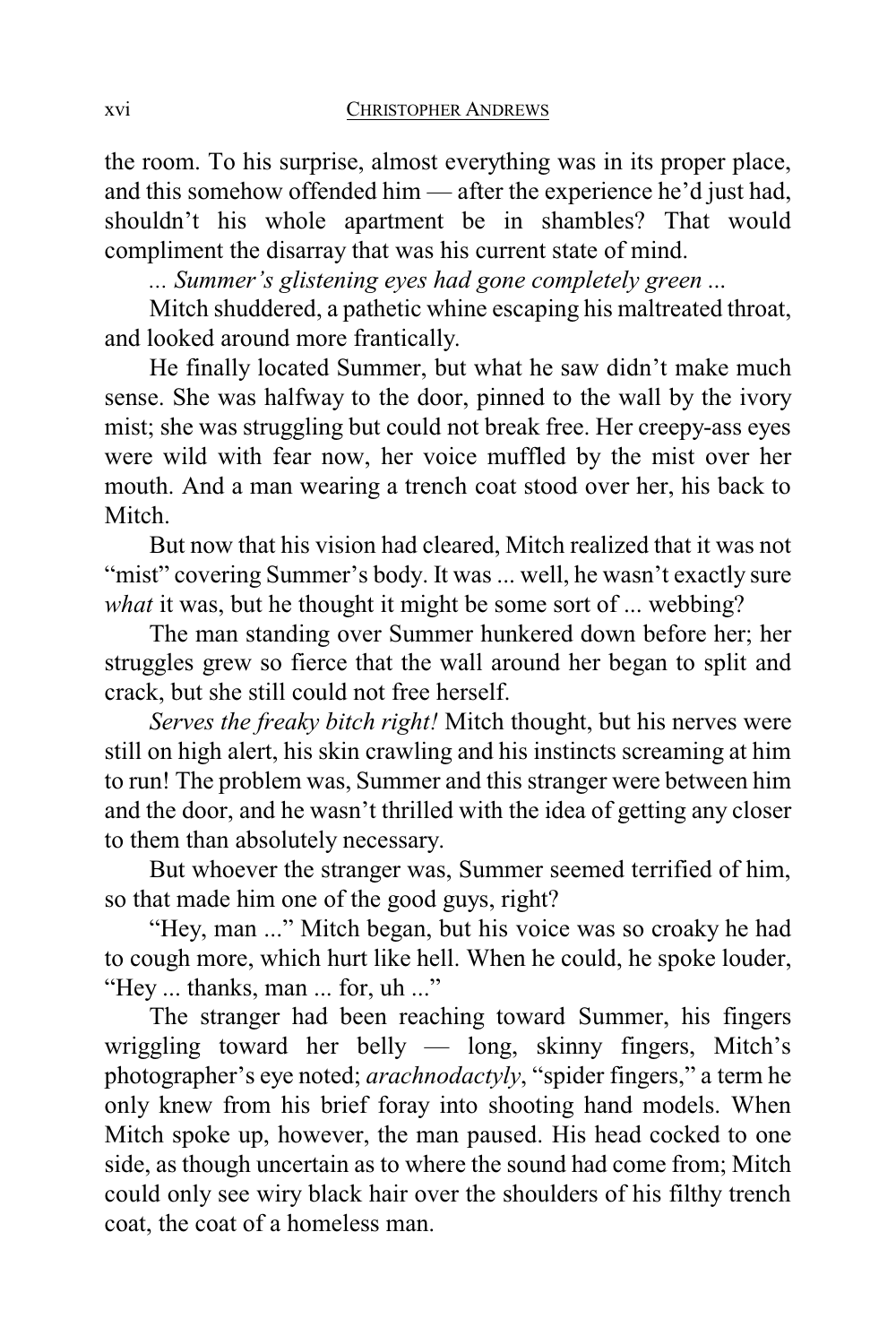the room. To his surprise, almost everything was in its proper place, and this somehow offended him — after the experience he'd just had, shouldn't his whole apartment be in shambles? That would compliment the disarray that was his current state of mind.

*... Summer's glistening eyes had gone completely green ...*

Mitch shuddered, a pathetic whine escaping his maltreated throat, and looked around more frantically.

He finally located Summer, but what he saw didn't make much sense. She was halfway to the door, pinned to the wall by the ivory mist; she was struggling but could not break free. Her creepy-ass eyes were wild with fear now, her voice muffled by the mist over her mouth. And a man wearing a trench coat stood over her, his back to Mitch.

But now that his vision had cleared, Mitch realized that it was not "mist" covering Summer's body. It was ... well, he wasn't exactly sure *what* it was, but he thought it might be some sort of ... webbing?

The man standing over Summer hunkered down before her; her struggles grew so fierce that the wall around her began to split and crack, but she still could not free herself.

*Serves the freaky bitch right!* Mitch thought, but his nerves were still on high alert, his skin crawling and his instincts screaming at him to run! The problem was, Summer and this stranger were between him and the door, and he wasn't thrilled with the idea of getting any closer to them than absolutely necessary.

But whoever the stranger was, Summer seemed terrified of him, so that made him one of the good guys, right?

"Hey, man ..." Mitch began, but his voice was so croaky he had to cough more, which hurt like hell. When he could, he spoke louder, "Hey ... thanks, man ... for, uh ..."

The stranger had been reaching toward Summer, his fingers wriggling toward her belly — long, skinny fingers, Mitch's photographer's eye noted; *arachnodactyly*, "spider fingers," a term he only knew from his brief foray into shooting hand models. When Mitch spoke up, however, the man paused. His head cocked to one side, as though uncertain as to where the sound had come from; Mitch could only see wiry black hair over the shoulders of his filthy trench coat, the coat of a homeless man.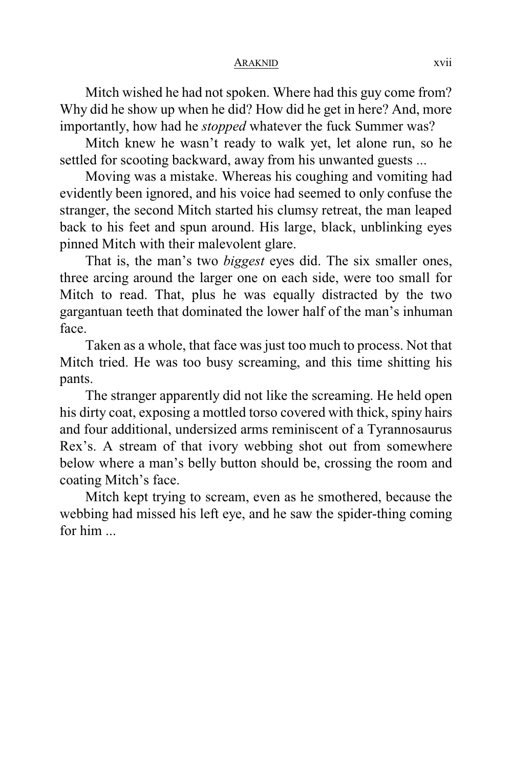Mitch wished he had not spoken. Where had this guy come from? Why did he show up when he did? How did he get in here? And, more importantly, how had he *stopped* whatever the fuck Summer was?

Mitch knew he wasn't ready to walk yet, let alone run, so he settled for scooting backward, away from his unwanted guests ...

Moving was a mistake. Whereas his coughing and vomiting had evidently been ignored, and his voice had seemed to only confuse the stranger, the second Mitch started his clumsy retreat, the man leaped back to his feet and spun around. His large, black, unblinking eyes pinned Mitch with their malevolent glare.

That is, the man's two *biggest* eyes did. The six smaller ones, three arcing around the larger one on each side, were too small for Mitch to read. That, plus he was equally distracted by the two gargantuan teeth that dominated the lower half of the man's inhuman face.

Taken as a whole, that face was just too much to process. Not that Mitch tried. He was too busy screaming, and this time shitting his pants.

The stranger apparently did not like the screaming. He held open his dirty coat, exposing a mottled torso covered with thick, spiny hairs and four additional, undersized arms reminiscent of a Tyrannosaurus Rex's. A stream of that ivory webbing shot out from somewhere below where a man's belly button should be, crossing the room and coating Mitch's face.

Mitch kept trying to scream, even as he smothered, because the webbing had missed his left eye, and he saw the spider-thing coming for him ...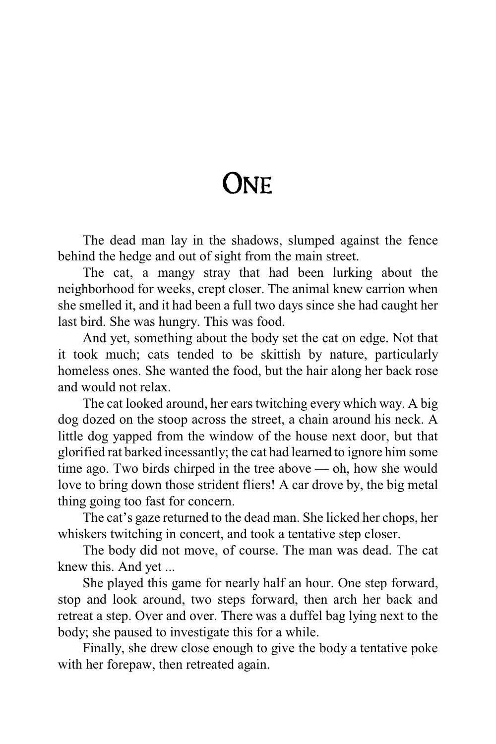# One

The dead man lay in the shadows, slumped against the fence behind the hedge and out of sight from the main street.

The cat, a mangy stray that had been lurking about the neighborhood for weeks, crept closer. The animal knew carrion when she smelled it, and it had been a full two days since she had caught her last bird. She was hungry. This was food.

And yet, something about the body set the cat on edge. Not that it took much; cats tended to be skittish by nature, particularly homeless ones. She wanted the food, but the hair along her back rose and would not relax.

The cat looked around, her ears twitching every which way. A big dog dozed on the stoop across the street, a chain around his neck. A little dog yapped from the window of the house next door, but that glorified rat barked incessantly; the cat had learned to ignore him some time ago. Two birds chirped in the tree above — oh, how she would love to bring down those strident fliers! A car drove by, the big metal thing going too fast for concern.

The cat's gaze returned to the dead man. She licked her chops, her whiskers twitching in concert, and took a tentative step closer.

The body did not move, of course. The man was dead. The cat knew this. And yet ...

She played this game for nearly half an hour. One step forward, stop and look around, two steps forward, then arch her back and retreat a step. Over and over. There was a duffel bag lying next to the body; she paused to investigate this for a while.

Finally, she drew close enough to give the body a tentative poke with her forepaw, then retreated again.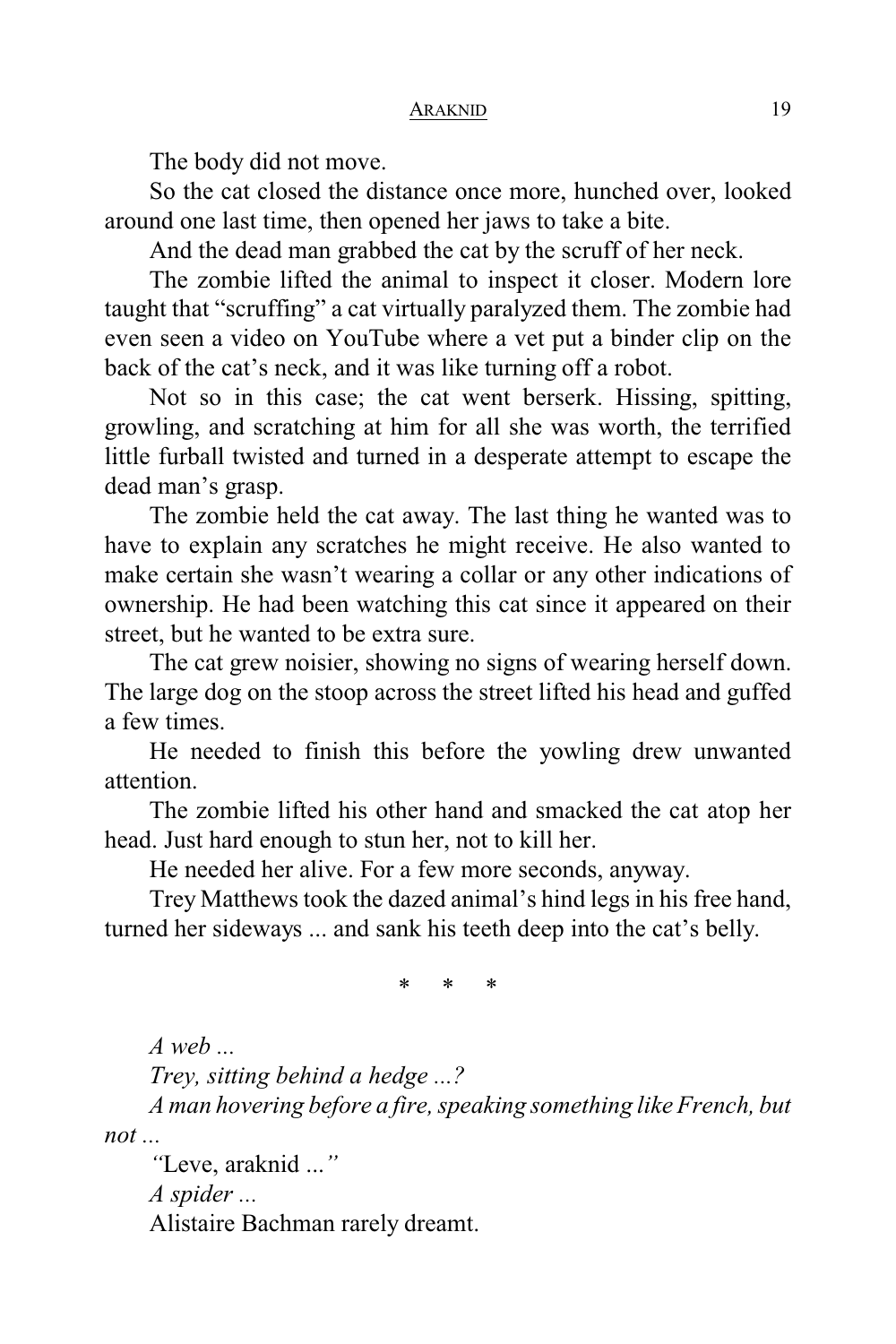The body did not move.

So the cat closed the distance once more, hunched over, looked around one last time, then opened her jaws to take a bite.

And the dead man grabbed the cat by the scruff of her neck.

The zombie lifted the animal to inspect it closer. Modern lore taught that "scruffing" a cat virtually paralyzed them. The zombie had even seen a video on YouTube where a vet put a binder clip on the back of the cat's neck, and it was like turning off a robot.

Not so in this case; the cat went berserk. Hissing, spitting, growling, and scratching at him for all she was worth, the terrified little furball twisted and turned in a desperate attempt to escape the dead man's grasp.

The zombie held the cat away. The last thing he wanted was to have to explain any scratches he might receive. He also wanted to make certain she wasn't wearing a collar or any other indications of ownership. He had been watching this cat since it appeared on their street, but he wanted to be extra sure.

The cat grew noisier, showing no signs of wearing herself down. The large dog on the stoop across the street lifted his head and guffed a few times.

He needed to finish this before the yowling drew unwanted attention.

The zombie lifted his other hand and smacked the cat atop her head. Just hard enough to stun her, not to kill her.

He needed her alive. For a few more seconds, anyway.

Trey Matthews took the dazed animal's hind legs in his free hand, turned her sideways ... and sank his teeth deep into the cat's belly.

\* \* \*

*A web ...*

*Trey, sitting behind a hedge ...?*

*A man hovering before a fire, speaking something like French, but not ...*

*"*Leve, araknid *..."*

*A spider ...*

Alistaire Bachman rarely dreamt.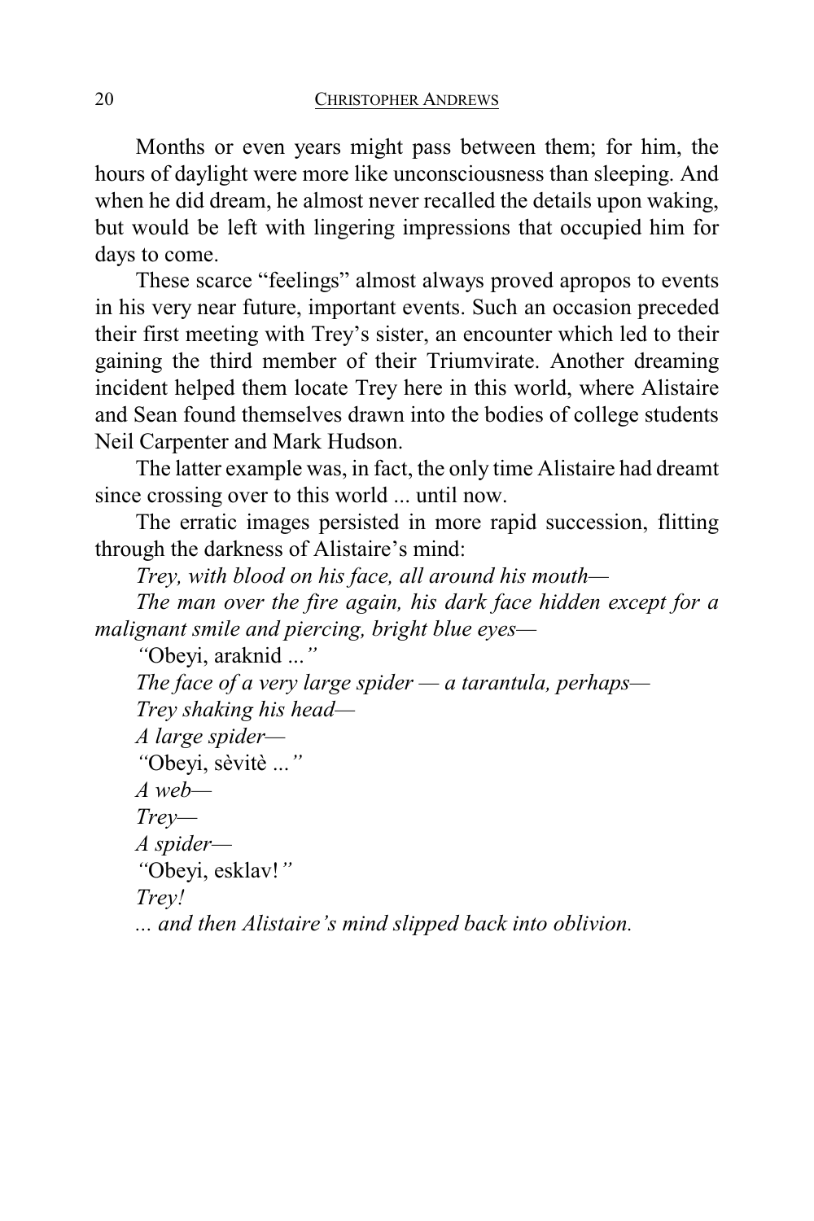Months or even years might pass between them; for him, the hours of daylight were more like unconsciousness than sleeping. And when he did dream, he almost never recalled the details upon waking, but would be left with lingering impressions that occupied him for days to come.

These scarce "feelings" almost always proved apropos to events in his very near future, important events. Such an occasion preceded their first meeting with Trey's sister, an encounter which led to their gaining the third member of their Triumvirate. Another dreaming incident helped them locate Trey here in this world, where Alistaire and Sean found themselves drawn into the bodies of college students Neil Carpenter and Mark Hudson.

The latter example was, in fact, the only time Alistaire had dreamt since crossing over to this world ... until now.

The erratic images persisted in more rapid succession, flitting through the darkness of Alistaire's mind:

*Trey, with blood on his face, all around his mouth—*

*The man over the fire again, his dark face hidden except for a malignant smile and piercing, bright blue eyes—*

*"*Obeyi, araknid ...*"*

*The face of a very large spider — a tarantula, perhaps—*

*Trey shaking his head—*

*A large spider—*

*"*Obeyi, sèvitè ...*"*

*A web—*

*Trey—*

*A spider—*

*"*Obeyi, esklav!*"*

*Trey!*

*... and then Alistaire's mind slipped back into oblivion.*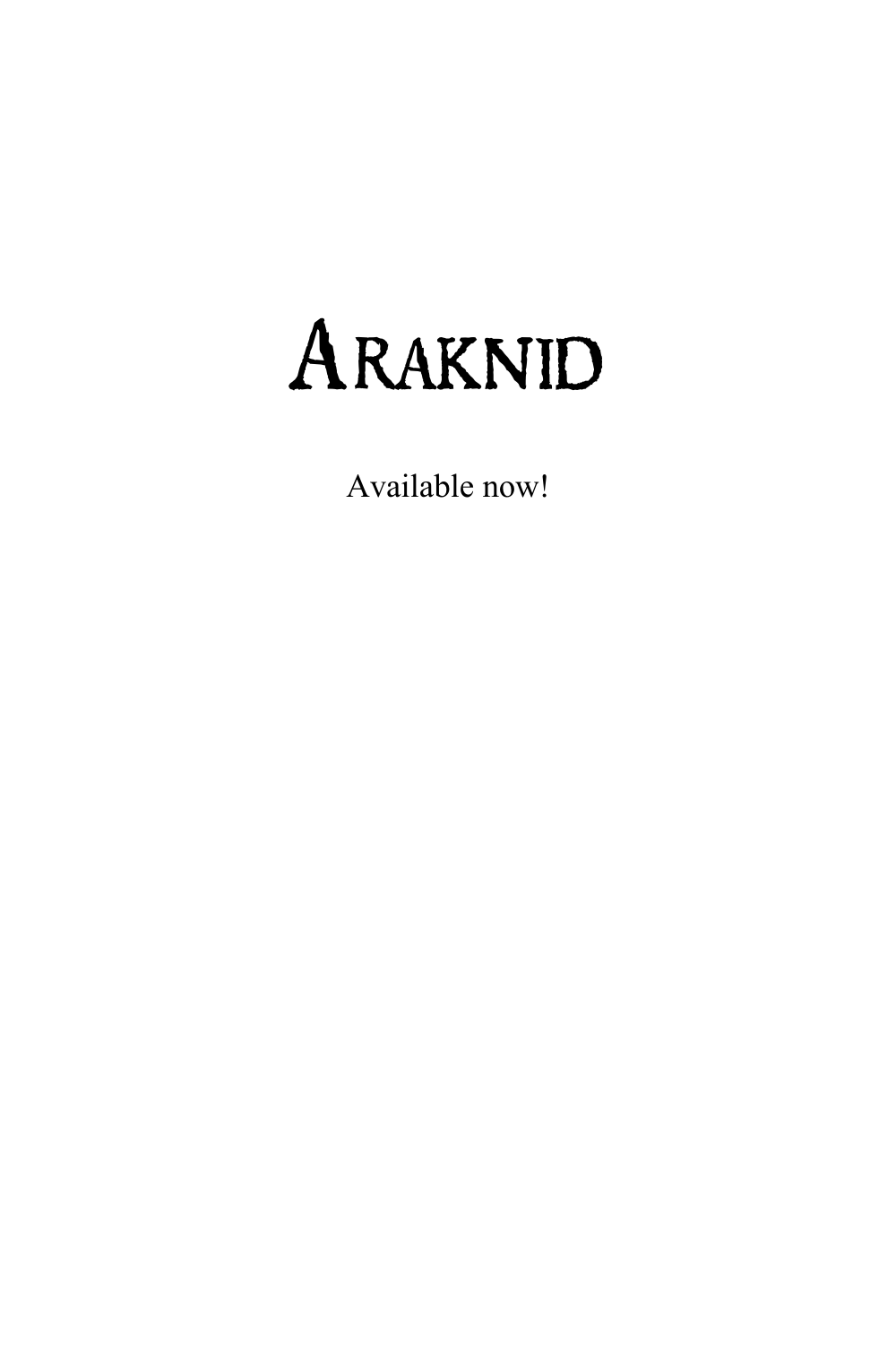# ARAKNID

Available now!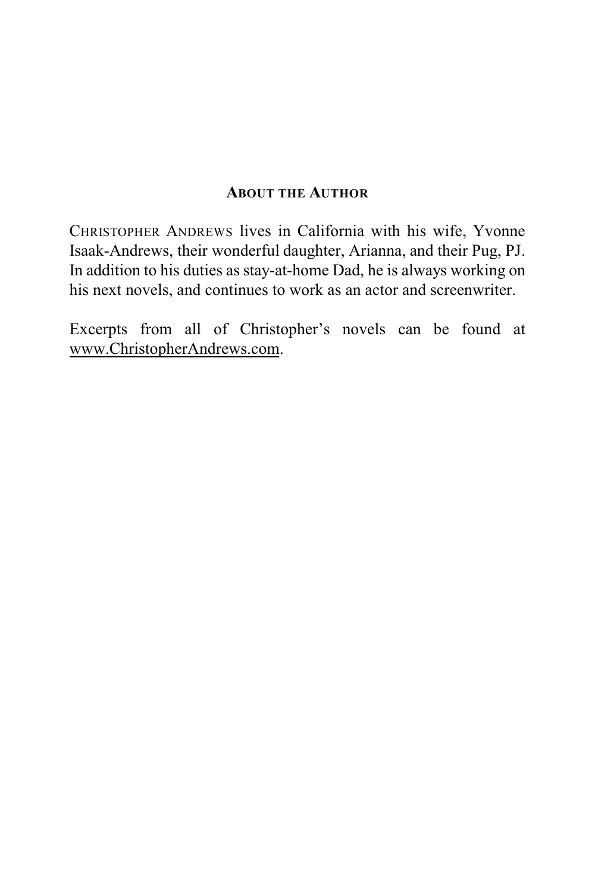## About the Author

Christopher Andrews lives in California with his wife, Yvonne Isaak-Andrews, their wonderful daughter, Arianna, and their Pug, PJ. In addition to his duties as stay-at-home Dad, he is always working on his next novels, and continues to work as an actor and screenwriter.

Excerpts from all of Christopher's novels can be found at www.ChristopherAndrews.com.